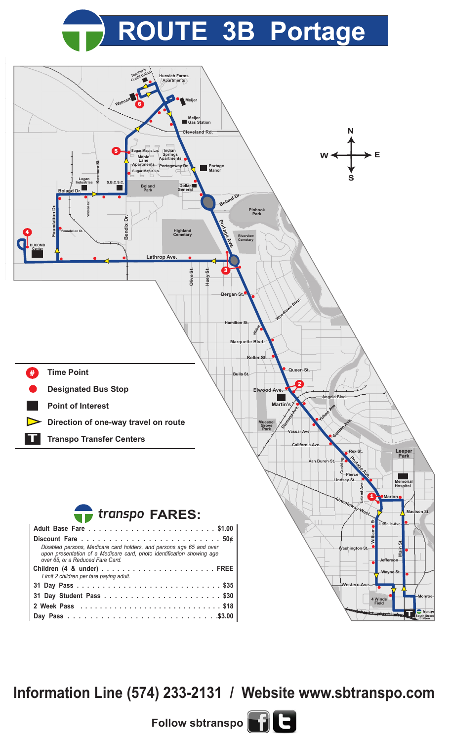# ROUTE 3B Portage

- Time Point
- Designated Bus Stop
- Point of Interest
- Direction of one-way travel on route
- Transpo Transfer Centers

## transpo FARES:

| Fare | Price |
|---|---|
| Adult Base Fare | $1.00 |
| Discount Fare<br>*Disabled persons, Medicare card holders, and persons age 65 and over upon presentation of a Medicare card, photo identification showing age over 65, or a Reduced Fare Card.* | 50¢ |
| Children (4 & under)<br>*Limit 2 children per fare paying adult.* | FREE |
| 31 Day Pass | $35 |
| 31 Day Student Pass | $30 |
| 2 Week Pass | $18 |
| Day Pass | $3.00 |

**Information Line (574) 233-2131 / Website www.sbtranspo.com**

Follow sbtranspo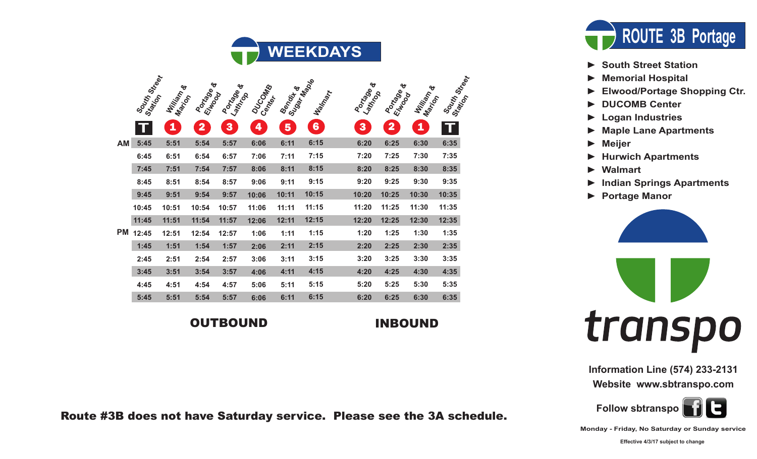# ROUTE 3B Portage

- South Street Station
- Memorial Hospital
- Elwood/Portage Shopping Ctr.
- DUCOMB Center
- Logan Industries
- Maple Lane Apartments
- Meijer
- Hurwich Apartments
- Walmart
- Indian Springs Apartments
- Portage Manor

## WEEKDAYS

| | OUTBOUND | | | | | | | INBOUND | | | |
|---|---|---|---|---|---|---|---|---|---|---|---|
| | South Street Station (T) | William & Marion (1) | Portage & Elwood (2) | Portage & Lathrop (3) | DUCOMB Center (4) | Bendix & Sugar Maple (5) | Walmart (6) | Portage & Lathrop (3) | Portage & Elwood (2) | William & Marion (1) | South Street Station (T) |
| AM | 5:45 | 5:51 | 5:54 | 5:57 | 6:06 | 6:11 | 6:15 | 6:20 | 6:25 | 6:30 | 6:35 |
| | 6:45 | 6:51 | 6:54 | 6:57 | 7:06 | 7:11 | 7:15 | 7:20 | 7:25 | 7:30 | 7:35 |
| | 7:45 | 7:51 | 7:54 | 7:57 | 8:06 | 8:11 | 8:15 | 8:20 | 8:25 | 8:30 | 8:35 |
| | 8:45 | 8:51 | 8:54 | 8:57 | 9:06 | 9:11 | 9:15 | 9:20 | 9:25 | 9:30 | 9:35 |
| | 9:45 | 9:51 | 9:54 | 9:57 | 10:06 | 10:11 | 10:15 | 10:20 | 10:25 | 10:30 | 10:35 |
| | 10:45 | 10:51 | 10:54 | 10:57 | 11:06 | 11:11 | 11:15 | 11:20 | 11:25 | 11:30 | 11:35 |
| | 11:45 | 11:51 | 11:54 | 11:57 | 12:06 | 12:11 | 12:15 | 12:20 | 12:25 | 12:30 | 12:35 |
| PM | 12:45 | 12:51 | 12:54 | 12:57 | 1:06 | 1:11 | 1:15 | 1:20 | 1:25 | 1:30 | 1:35 |
| | 1:45 | 1:51 | 1:54 | 1:57 | 2:06 | 2:11 | 2:15 | 2:20 | 2:25 | 2:30 | 2:35 |
| | 2:45 | 2:51 | 2:54 | 2:57 | 3:06 | 3:11 | 3:15 | 3:20 | 3:25 | 3:30 | 3:35 |
| | 3:45 | 3:51 | 3:54 | 3:57 | 4:06 | 4:11 | 4:15 | 4:20 | 4:25 | 4:30 | 4:35 |
| | 4:45 | 4:51 | 4:54 | 4:57 | 5:06 | 5:11 | 5:15 | 5:20 | 5:25 | 5:30 | 5:35 |
| | 5:45 | 5:51 | 5:54 | 5:57 | 6:06 | 6:11 | 6:15 | 6:20 | 6:25 | 6:30 | 6:35 |

**Route #3B does not have Saturday service. Please see the 3A schedule.**

transpo

**Information Line (574) 233-2131**
**Website www.sbtranspo.com**

**Follow sbtranspo**

**Monday - Friday, No Saturday or Sunday service**

Effective 4/3/17 subject to change